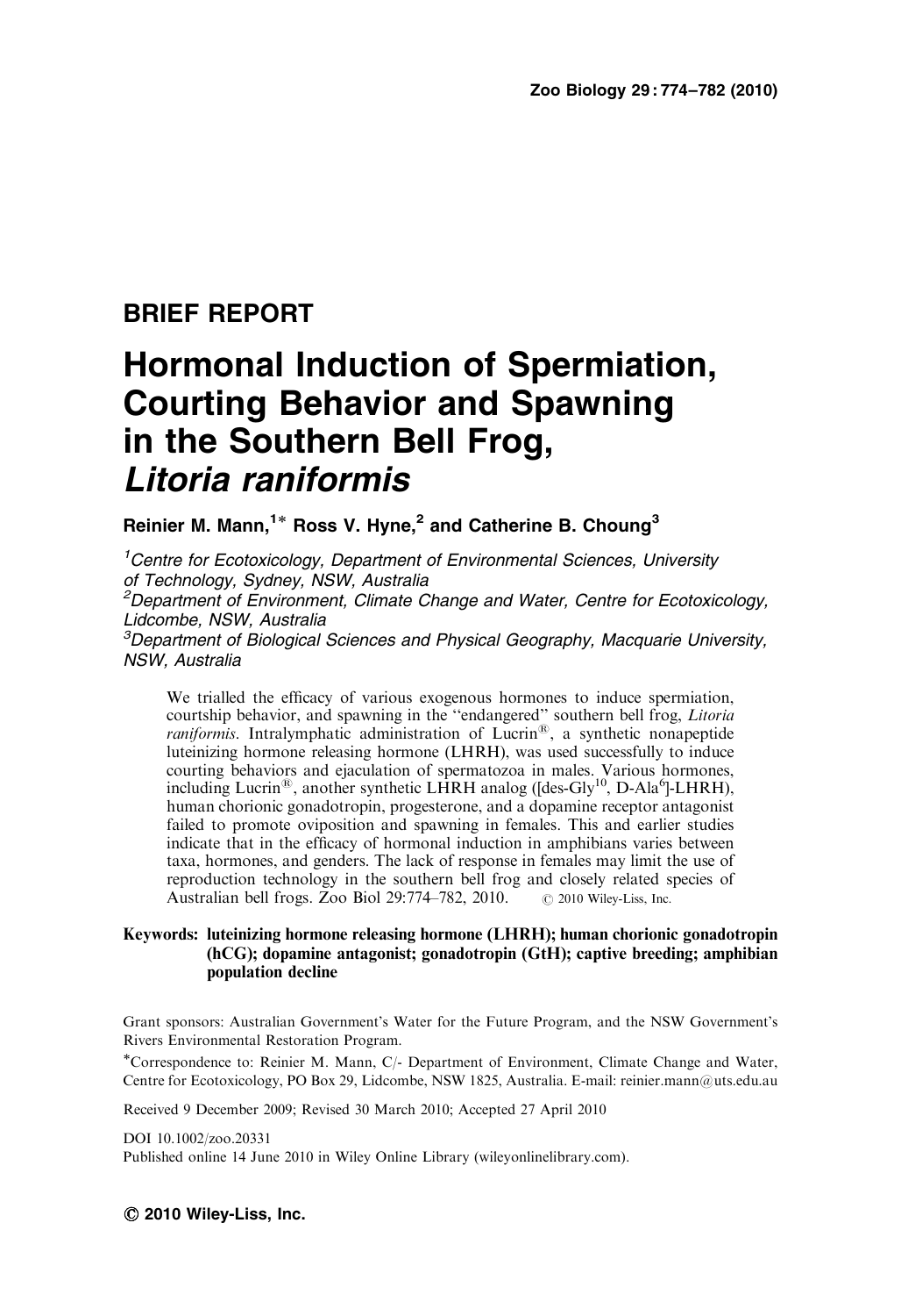## BRIEF REPORT

# Hormonal Induction of Spermiation, Courting Behavior and Spawning in the Southern Bell Frog, *Litoria raniformis*

**Reinier M. Mann,[1]* Ross V. Hyne,[2] and Catherine B. Choung[3]**

[1] *Centre for Ecotoxicology, Department of Environmental Sciences, University of Technology, Sydney, NSW, Australia*
[2] *Department of Environment, Climate Change and Water, Centre for Ecotoxicology, Lidcombe, NSW, Australia*
[3] *Department of Biological Sciences and Physical Geography, Macquarie University, NSW, Australia*

We trialled the efficacy of various exogenous hormones to induce spermiation, courtship behavior, and spawning in the "endangered" southern bell frog, *Litoria raniformis*. Intralymphatic administration of Lucrin®, a synthetic nonapeptide luteinizing hormone releasing hormone (LHRH), was used successfully to induce courting behaviors and ejaculation of spermatozoa in males. Various hormones, including Lucrin®, another synthetic LHRH analog ([des-Gly$^{10}$, D-Ala$^{6}$]-LHRH), human chorionic gonadotropin, progesterone, and a dopamine receptor antagonist failed to promote oviposition and spawning in females. This and earlier studies indicate that in the efficacy of hormonal induction in amphibians varies between taxa, hormones, and genders. The lack of response in females may limit the use of reproduction technology in the southern bell frog and closely related species of Australian bell frogs. Zoo Biol 29:774–782, 2010. © 2010 Wiley-Liss, Inc.

**Keywords: luteinizing hormone releasing hormone (LHRH); human chorionic gonadotropin (hCG); dopamine antagonist; gonadotropin (GtH); captive breeding; amphibian population decline**

Grant sponsors: Australian Government's Water for the Future Program, and the NSW Government's Rivers Environmental Restoration Program.

*Correspondence to: Reinier M. Mann, C/- Department of Environment, Climate Change and Water, Centre for Ecotoxicology, PO Box 29, Lidcombe, NSW 1825, Australia. E-mail: reinier.mann@uts.edu.au

Received 9 December 2009; Revised 30 March 2010; Accepted 27 April 2010

DOI 10.1002/zoo.20331
Published online 14 June 2010 in Wiley Online Library (wileyonlinelibrary.com).

© 2010 Wiley-Liss, Inc.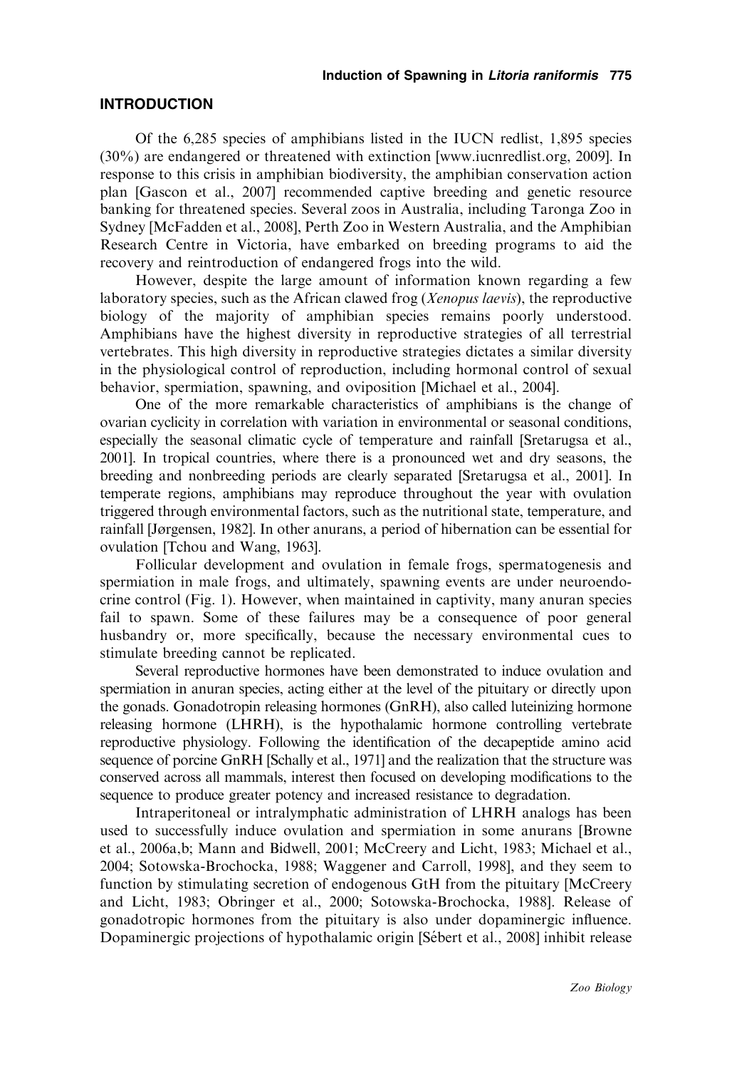## INTRODUCTION

Of the 6,285 species of amphibians listed in the IUCN redlist, 1,895 species (30%) are endangered or threatened with extinction [www.iucnredlist.org, 2009]. In response to this crisis in amphibian biodiversity, the amphibian conservation action plan [Gascon et al., 2007] recommended captive breeding and genetic resource banking for threatened species. Several zoos in Australia, including Taronga Zoo in Sydney [McFadden et al., 2008], Perth Zoo in Western Australia, and the Amphibian Research Centre in Victoria, have embarked on breeding programs to aid the recovery and reintroduction of endangered frogs into the wild.

However, despite the large amount of information known regarding a few laboratory species, such as the African clawed frog (*Xenopus laevis*), the reproductive biology of the majority of amphibian species remains poorly understood. Amphibians have the highest diversity in reproductive strategies of all terrestrial vertebrates. This high diversity in reproductive strategies dictates a similar diversity in the physiological control of reproduction, including hormonal control of sexual behavior, spermiation, spawning, and oviposition [Michael et al., 2004].

One of the more remarkable characteristics of amphibians is the change of ovarian cyclicity in correlation with variation in environmental or seasonal conditions, especially the seasonal climatic cycle of temperature and rainfall [Sretarugsa et al., 2001]. In tropical countries, where there is a pronounced wet and dry seasons, the breeding and nonbreeding periods are clearly separated [Sretarugsa et al., 2001]. In temperate regions, amphibians may reproduce throughout the year with ovulation triggered through environmental factors, such as the nutritional state, temperature, and rainfall [Jørgensen, 1982]. In other anurans, a period of hibernation can be essential for ovulation [Tchou and Wang, 1963].

Follicular development and ovulation in female frogs, spermatogenesis and spermiation in male frogs, and ultimately, spawning events are under neuroendocrine control (Fig. 1). However, when maintained in captivity, many anuran species fail to spawn. Some of these failures may be a consequence of poor general husbandry or, more specifically, because the necessary environmental cues to stimulate breeding cannot be replicated.

Several reproductive hormones have been demonstrated to induce ovulation and spermiation in anuran species, acting either at the level of the pituitary or directly upon the gonads. Gonadotropin releasing hormones (GnRH), also called luteinizing hormone releasing hormone (LHRH), is the hypothalamic hormone controlling vertebrate reproductive physiology. Following the identification of the decapeptide amino acid sequence of porcine GnRH [Schally et al., 1971] and the realization that the structure was conserved across all mammals, interest then focused on developing modifications to the sequence to produce greater potency and increased resistance to degradation.

Intraperitoneal or intralymphatic administration of LHRH analogs has been used to successfully induce ovulation and spermiation in some anurans [Browne et al., 2006a,b; Mann and Bidwell, 2001; McCreery and Licht, 1983; Michael et al., 2004; Sotowska-Brochocka, 1988; Waggener and Carroll, 1998], and they seem to function by stimulating secretion of endogenous GtH from the pituitary [McCreery and Licht, 1983; Obringer et al., 2000; Sotowska-Brochocka, 1988]. Release of gonadotropic hormones from the pituitary is also under dopaminergic influence. Dopaminergic projections of hypothalamic origin [Sébert et al., 2008] inhibit release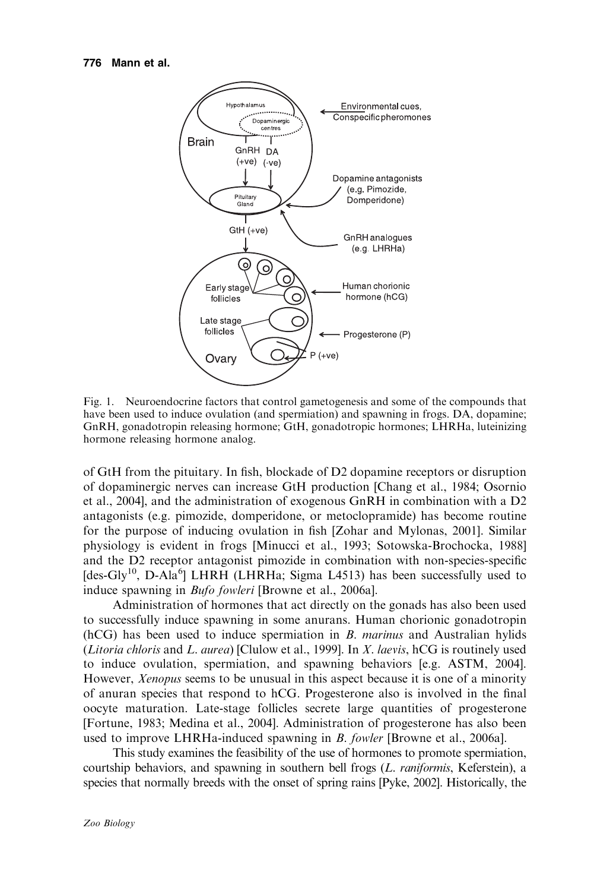Fig. 1. Neuroendocrine factors that control gametogenesis and some of the compounds that have been used to induce ovulation (and spermiation) and spawning in frogs. DA, dopamine; GnRH, gonadotropin releasing hormone; GtH, gonadotropic hormones; LHRHa, luteinizing hormone releasing hormone analog.

of GtH from the pituitary. In fish, blockade of D2 dopamine receptors or disruption of dopaminergic nerves can increase GtH production [Chang et al., 1984; Osornio et al., 2004], and the administration of exogenous GnRH in combination with a D2 antagonists (e.g. pimozide, domperidone, or metoclopramide) has become routine for the purpose of inducing ovulation in fish [Zohar and Mylonas, 2001]. Similar physiology is evident in frogs [Minucci et al., 1993; Sotowska-Brochocka, 1988] and the D2 receptor antagonist pimozide in combination with non-species-specific [des-Gly$^{10}$, D-Ala$^{6}$] LHRH (LHRHa; Sigma L4513) has been successfully used to induce spawning in *Bufo fowleri* [Browne et al., 2006a].

Administration of hormones that act directly on the gonads has also been used to successfully induce spawning in some anurans. Human chorionic gonadotropin (hCG) has been used to induce spermiation in *B. marinus* and Australian hylids (*Litoria chloris* and *L. aurea*) [Clulow et al., 1999]. In *X. laevis*, hCG is routinely used to induce ovulation, spermiation, and spawning behaviors [e.g. ASTM, 2004]. However, *Xenopus* seems to be unusual in this aspect because it is one of a minority of anuran species that respond to hCG. Progesterone also is involved in the final oocyte maturation. Late-stage follicles secrete large quantities of progesterone [Fortune, 1983; Medina et al., 2004]. Administration of progesterone has also been used to improve LHRHa-induced spawning in *B. fowler* [Browne et al., 2006a].

This study examines the feasibility of the use of hormones to promote spermiation, courtship behaviors, and spawning in southern bell frogs (*L. raniformis*, Keferstein), a species that normally breeds with the onset of spring rains [Pyke, 2002]. Historically, the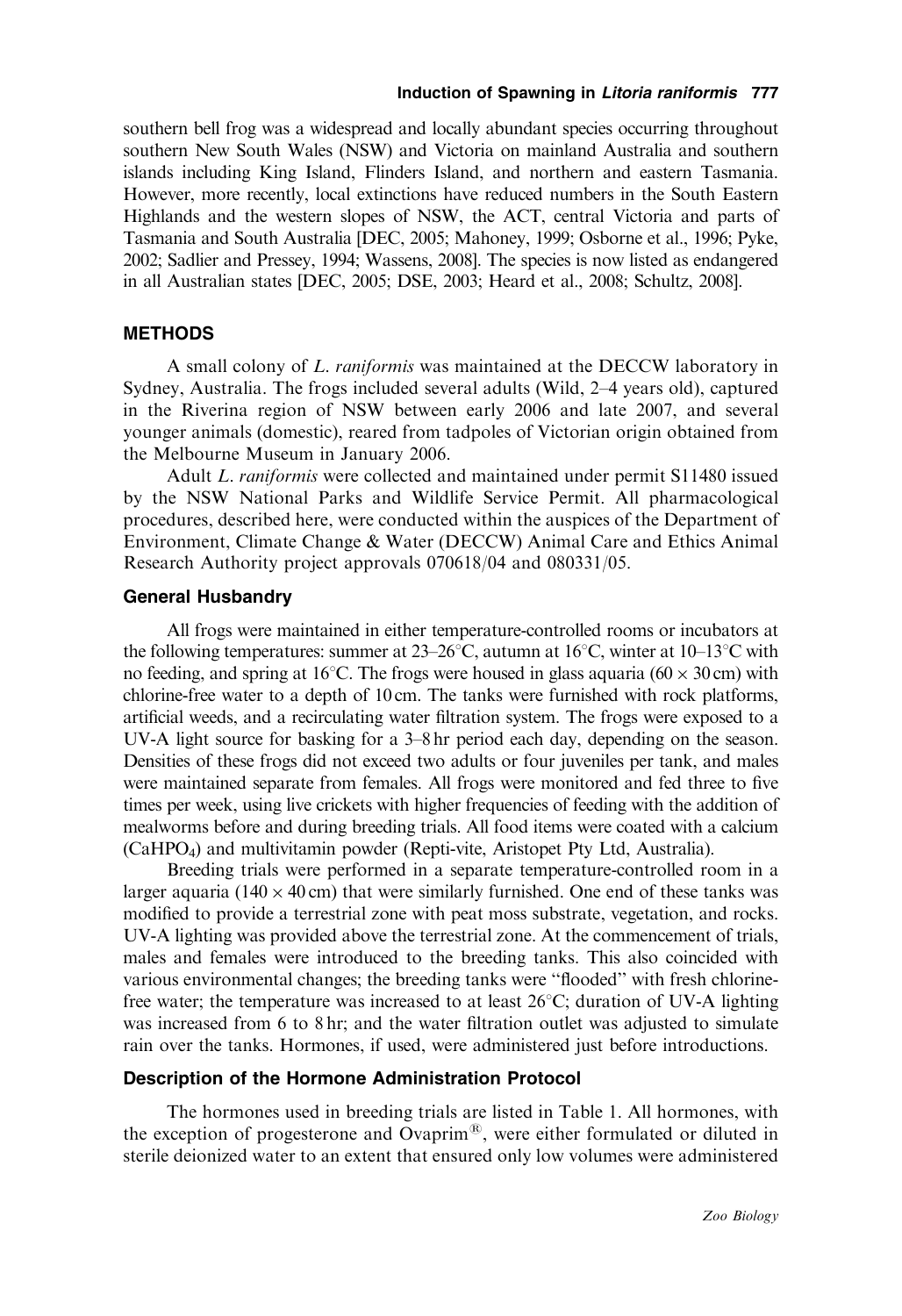southern bell frog was a widespread and locally abundant species occurring throughout southern New South Wales (NSW) and Victoria on mainland Australia and southern islands including King Island, Flinders Island, and northern and eastern Tasmania. However, more recently, local extinctions have reduced numbers in the South Eastern Highlands and the western slopes of NSW, the ACT, central Victoria and parts of Tasmania and South Australia [DEC, 2005; Mahoney, 1999; Osborne et al., 1996; Pyke, 2002; Sadlier and Pressey, 1994; Wassens, 2008]. The species is now listed as endangered in all Australian states [DEC, 2005; DSE, 2003; Heard et al., 2008; Schultz, 2008].

## METHODS

A small colony of *L. raniformis* was maintained at the DECCW laboratory in Sydney, Australia. The frogs included several adults (Wild, 2–4 years old), captured in the Riverina region of NSW between early 2006 and late 2007, and several younger animals (domestic), reared from tadpoles of Victorian origin obtained from the Melbourne Museum in January 2006.

Adult *L. raniformis* were collected and maintained under permit S11480 issued by the NSW National Parks and Wildlife Service Permit. All pharmacological procedures, described here, were conducted within the auspices of the Department of Environment, Climate Change & Water (DECCW) Animal Care and Ethics Animal Research Authority project approvals 070618/04 and 080331/05.

### General Husbandry

All frogs were maintained in either temperature-controlled rooms or incubators at the following temperatures: summer at 23–26°C, autumn at 16°C, winter at 10–13°C with no feeding, and spring at 16°C. The frogs were housed in glass aquaria (60 × 30 cm) with chlorine-free water to a depth of 10 cm. The tanks were furnished with rock platforms, artificial weeds, and a recirculating water filtration system. The frogs were exposed to a UV-A light source for basking for a 3–8 hr period each day, depending on the season. Densities of these frogs did not exceed two adults or four juveniles per tank, and males were maintained separate from females. All frogs were monitored and fed three to five times per week, using live crickets with higher frequencies of feeding with the addition of mealworms before and during breeding trials. All food items were coated with a calcium ($CaHPO_4$) and multivitamin powder (Repti-vite, Aristopet Pty Ltd, Australia).

Breeding trials were performed in a separate temperature-controlled room in a larger aquaria (140 × 40 cm) that were similarly furnished. One end of these tanks was modified to provide a terrestrial zone with peat moss substrate, vegetation, and rocks. UV-A lighting was provided above the terrestrial zone. At the commencement of trials, males and females were introduced to the breeding tanks. This also coincided with various environmental changes; the breeding tanks were "flooded" with fresh chlorine-free water; the temperature was increased to at least 26°C; duration of UV-A lighting was increased from 6 to 8 hr; and the water filtration outlet was adjusted to simulate rain over the tanks. Hormones, if used, were administered just before introductions.

### Description of the Hormone Administration Protocol

The hormones used in breeding trials are listed in Table 1. All hormones, with the exception of progesterone and Ovaprim®, were either formulated or diluted in sterile deionized water to an extent that ensured only low volumes were administered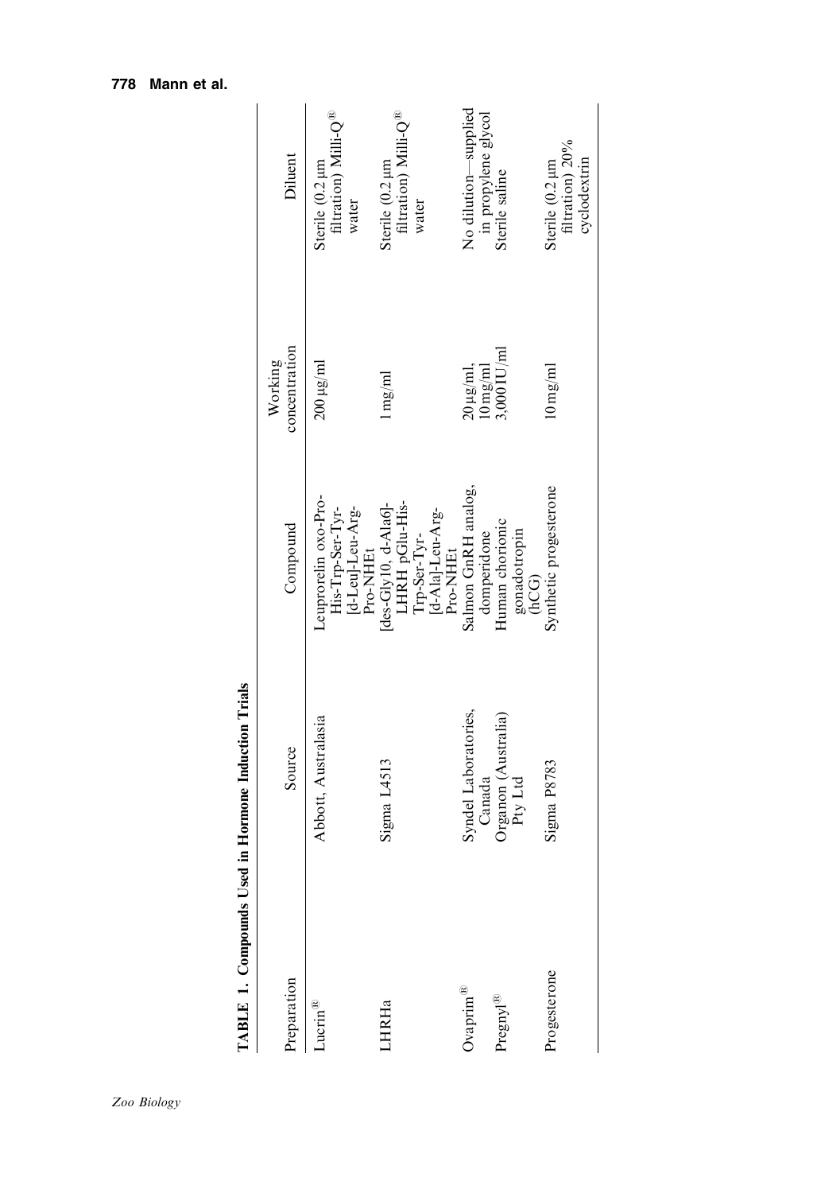**TABLE 1. Compounds Used in Hormone Induction Trials**

| Preparation | Source | Compound | Working concentration | Diluent |
|---|---|---|---|---|
| Lucrin® | Abbott, Australasia | Leuprorelin oxo-Pro-His-Trp-Ser-Tyr-[d-Leu]-Leu-Arg-Pro-NHEt | 200 µg/ml | Sterile (0.2 µm filtration) Milli-Q® water |
| LHRHa | Sigma L4513 | [des-Gly10, d-Ala6]-LHRH pGlu-His-Trp-Ser-Tyr-[d-Ala]-Leu-Arg-Pro-NHEt | 1 mg/ml | Sterile (0.2 µm filtration) Milli-Q® water |
| Ovaprim® | Syndel Laboratories, Canada | Salmon GnRH analog, domperidone | 20 µg/ml, 10 mg/ml | No dilution—supplied in propylene glycol |
| Pregnyl® | Organon (Australia) Pty Ltd | Human chorionic gonadotropin (hCG) | 3,000 IU/ml | Sterile saline |
| Progesterone | Sigma P8783 | Synthetic progesterone | 10 mg/ml | Sterile (0.2 µm filtration) 20% cyclodextrin |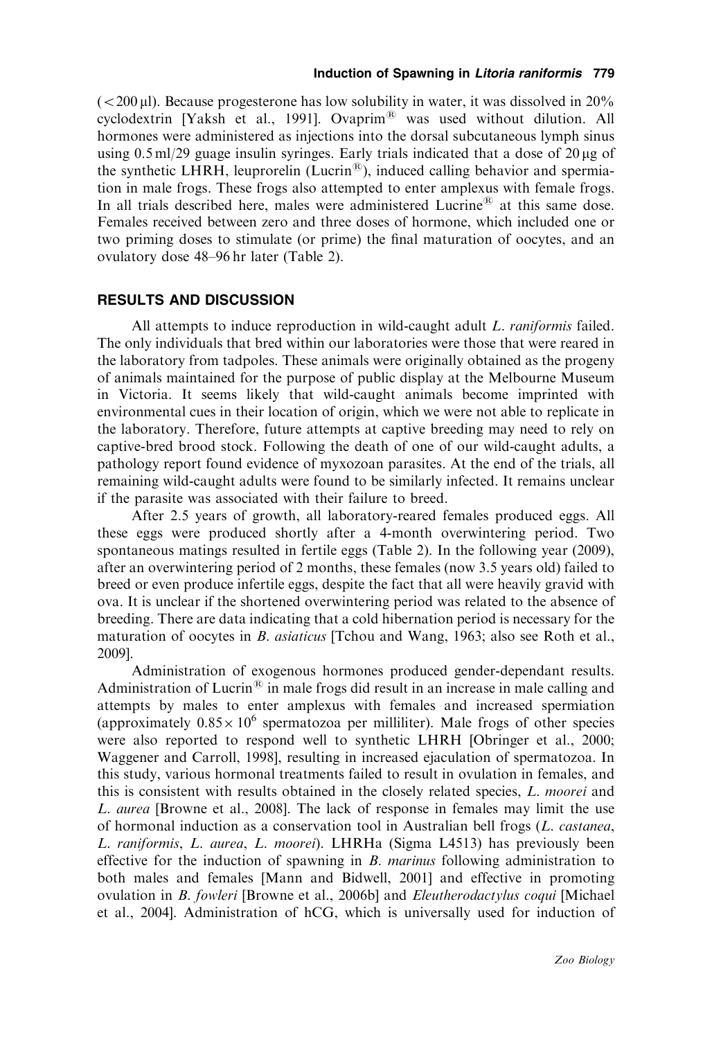(< 200 μl). Because progesterone has low solubility in water, it was dissolved in 20% cyclodextrin [Yaksh et al., 1991]. Ovaprim® was used without dilution. All hormones were administered as injections into the dorsal subcutaneous lymph sinus using 0.5 ml/29 guage insulin syringes. Early trials indicated that a dose of 20 μg of the synthetic LHRH, leuprorelin (Lucrin®), induced calling behavior and spermiation in male frogs. These frogs also attempted to enter amplexus with female frogs. In all trials described here, males were administered Lucrine® at this same dose. Females received between zero and three doses of hormone, which included one or two priming doses to stimulate (or prime) the final maturation of oocytes, and an ovulatory dose 48–96 hr later (Table 2).

## RESULTS AND DISCUSSION

All attempts to induce reproduction in wild-caught adult *L. raniformis* failed. The only individuals that bred within our laboratories were those that were reared in the laboratory from tadpoles. These animals were originally obtained as the progeny of animals maintained for the purpose of public display at the Melbourne Museum in Victoria. It seems likely that wild-caught animals become imprinted with environmental cues in their location of origin, which we were not able to replicate in the laboratory. Therefore, future attempts at captive breeding may need to rely on captive-bred brood stock. Following the death of one of our wild-caught adults, a pathology report found evidence of myxozoan parasites. At the end of the trials, all remaining wild-caught adults were found to be similarly infected. It remains unclear if the parasite was associated with their failure to breed.

After 2.5 years of growth, all laboratory-reared females produced eggs. All these eggs were produced shortly after a 4-month overwintering period. Two spontaneous matings resulted in fertile eggs (Table 2). In the following year (2009), after an overwintering period of 2 months, these females (now 3.5 years old) failed to breed or even produce infertile eggs, despite the fact that all were heavily gravid with ova. It is unclear if the shortened overwintering period was related to the absence of breeding. There are data indicating that a cold hibernation period is necessary for the maturation of oocytes in *B. asiaticus* [Tchou and Wang, 1963; also see Roth et al., 2009].

Administration of exogenous hormones produced gender-dependant results. Administration of Lucrin® in male frogs did result in an increase in male calling and attempts by males to enter amplexus with females and increased spermiation (approximately $0.85 \times 10^6$ spermatozoa per milliliter). Male frogs of other species were also reported to respond well to synthetic LHRH [Obringer et al., 2000; Waggener and Carroll, 1998], resulting in increased ejaculation of spermatozoa. In this study, various hormonal treatments failed to result in ovulation in females, and this is consistent with results obtained in the closely related species, *L. moorei* and *L. aurea* [Browne et al., 2008]. The lack of response in females may limit the use of hormonal induction as a conservation tool in Australian bell frogs (*L. castanea*, *L. raniformis*, *L. aurea*, *L. moorei*). LHRHa (Sigma L4513) has previously been effective for the induction of spawning in *B. marinus* following administration to both males and females [Mann and Bidwell, 2001] and effective in promoting ovulation in *B. fowleri* [Browne et al., 2006b] and *Eleutherodactylus coqui* [Michael et al., 2004]. Administration of hCG, which is universally used for induction of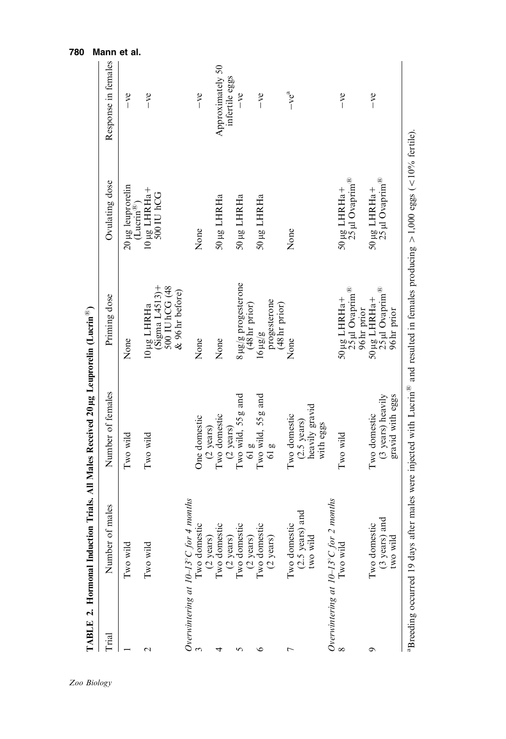**TABLE 2. Hormonal Induction Trials. All Males Received 20 µg Leuprorelin (Lucrin®)**

| Trial | Number of males | Number of females | Priming dose | Ovulating dose | Response in females |
|---|---|---|---|---|---|
| 1 | Two wild | Two wild | None | 20 µg leuprorelin (Lucrin®) | –ve |
| 2 | Two wild | Two wild | 10 µg LHRHa (Sigma L4513)+ 500 IU hCG (48 & 96 hr before) | 10 µg LHRHa + 500 IU hCG | –ve |
| *Overwintering at 10–13°C for 4 months* | | | | | |
| 3 | Two domestic (2 years) | One domestic (2 years) | None | None | –ve |
| 4 | Two domestic (2 years) | Two domestic (2 years) | None | 50 µg LHRHa | Approximately 50 infertile eggs |
| 5 | Two domestic (2 years) | Two wild, 55 g and 61 g | 8 µg/g progesterone (48 hr prior) | 50 µg LHRHa | –ve |
| 6 | Two domestic (2 years) | Two wild, 55 g and 61 g | 16 µg/g progesterone (48 hr prior) | 50 µg LHRHa | –ve |
| 7 | Two domestic (2.5 years) and two wild | Two domestic (2.5 years) heavily gravid with eggs | None | None | –ve[a] |
| *Overwintering at 10–13°C for 2 months* | | | | | |
| 8 | Two wild | Two wild | 50 µg LHRHa+ 25 µl Ovaprim® 96 hr prior | 50 µg LHRHa + 25 µl Ovaprim® | –ve |
| 9 | Two domestic (3 years) and two wild | Two domestic (3 years) heavily gravid with eggs | 50 µg LHRHa+ 25 µl Ovaprim® 96 hr prior | 50 µg LHRHa + 25 µl Ovaprim® | –ve |

[a]Breeding occurred 19 days after males were injected with Lucrin® and resulted in females producing >1,000 eggs (<10% fertile).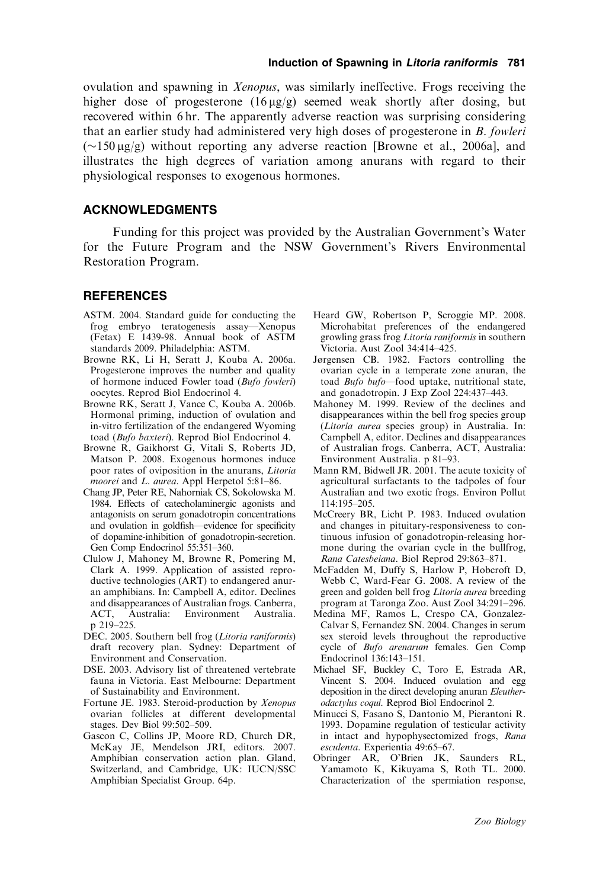ovulation and spawning in *Xenopus*, was similarly ineffective. Frogs receiving the higher dose of progesterone (16 μg/g) seemed weak shortly after dosing, but recovered within 6 hr. The apparently adverse reaction was surprising considering that an earlier study had administered very high doses of progesterone in *B. fowleri* (~150 μg/g) without reporting any adverse reaction [Browne et al., 2006a], and illustrates the high degrees of variation among anurans with regard to their physiological responses to exogenous hormones.

## ACKNOWLEDGMENTS

Funding for this project was provided by the Australian Government's Water for the Future Program and the NSW Government's Rivers Environmental Restoration Program.

## REFERENCES

ASTM. 2004. Standard guide for conducting the frog embryo teratogenesis assay—Xenopus (Fetax) E 1439-98. Annual book of ASTM standards 2009. Philadelphia: ASTM.

Browne RK, Li H, Seratt J, Kouba A. 2006a. Progesterone improves the number and quality of hormone induced Fowler toad (*Bufo fowleri*) oocytes. Reprod Biol Endocrinol 4.

Browne RK, Seratt J, Vance C, Kouba A. 2006b. Hormonal priming, induction of ovulation and in-vitro fertilization of the endangered Wyoming toad (*Bufo baxteri*). Reprod Biol Endocrinol 4.

Browne R, Gaikhorst G, Vitali S, Roberts JD, Matson P. 2008. Exogenous hormones induce poor rates of oviposition in the anurans, *Litoria moorei* and *L. aurea*. Appl Herpetol 5:81–86.

Chang JP, Peter RE, Nahorniak CS, Sokolowska M. 1984. Effects of catecholaminergic agonists and antagonists on serum gonadotropin concentrations and ovulation in goldfish—evidence for specificity of dopamine-inhibition of gonadotropin-secretion. Gen Comp Endocrinol 55:351–360.

Clulow J, Mahoney M, Browne R, Pomering M, Clark A. 1999. Application of assisted reproductive technologies (ART) to endangered anuran amphibians. In: Campbell A, editor. Declines and disappearances of Australian frogs. Canberra, ACT, Australia: Environment Australia. p 219–225.

DEC. 2005. Southern bell frog (*Litoria raniformis*) draft recovery plan. Sydney: Department of Environment and Conservation.

DSE. 2003. Advisory list of threatened vertebrate fauna in Victoria. East Melbourne: Department of Sustainability and Environment.

Fortune JE. 1983. Steroid-production by *Xenopus* ovarian follicles at different developmental stages. Dev Biol 99:502–509.

Gascon C, Collins JP, Moore RD, Church DR, McKay JE, Mendelson JRI, editors. 2007. Amphibian conservation action plan. Gland, Switzerland, and Cambridge, UK: IUCN/SSC Amphibian Specialist Group. 64p.

Heard GW, Robertson P, Scroggie MP. 2008. Microhabitat preferences of the endangered growling grass frog *Litoria raniformis* in southern Victoria. Aust Zool 34:414–425.

Jørgensen CB. 1982. Factors controlling the ovarian cycle in a temperate zone anuran, the toad *Bufo bufo*—food uptake, nutritional state, and gonadotropin. J Exp Zool 224:437–443.

Mahoney M. 1999. Review of the declines and disappearances within the bell frog species group (*Litoria aurea* species group) in Australia. In: Campbell A, editor. Declines and disappearances of Australian frogs. Canberra, ACT, Australia: Environment Australia. p 81–93.

Mann RM, Bidwell JR. 2001. The acute toxicity of agricultural surfactants to the tadpoles of four Australian and two exotic frogs. Environ Pollut 114:195–205.

McCreery BR, Licht P. 1983. Induced ovulation and changes in pituitary-responsiveness to continuous infusion of gonadotropin-releasing hormone during the ovarian cycle in the bullfrog, *Rana Catesbeiana*. Biol Reprod 29:863–871.

McFadden M, Duffy S, Harlow P, Hobcroft D, Webb C, Ward-Fear G. 2008. A review of the green and golden bell frog *Litoria aurea* breeding program at Taronga Zoo. Aust Zool 34:291–296.

Medina MF, Ramos L, Crespo CA, Gonzalez-Calvar S, Fernandez SN. 2004. Changes in serum sex steroid levels throughout the reproductive cycle of *Bufo arenarum* females. Gen Comp Endocrinol 136:143–151.

Michael SF, Buckley C, Toro E, Estrada AR, Vincent S. 2004. Induced ovulation and egg deposition in the direct developing anuran *Eleutherodactylus coqui*. Reprod Biol Endocrinol 2.

Minucci S, Fasano S, Dantonio M, Pierantoni R. 1993. Dopamine regulation of testicular activity in intact and hypophysectomized frogs, *Rana esculenta*. Experientia 49:65–67.

Obringer AR, O'Brien JK, Saunders RL, Yamamoto K, Kikuyama S, Roth TL. 2000. Characterization of the spermiation response,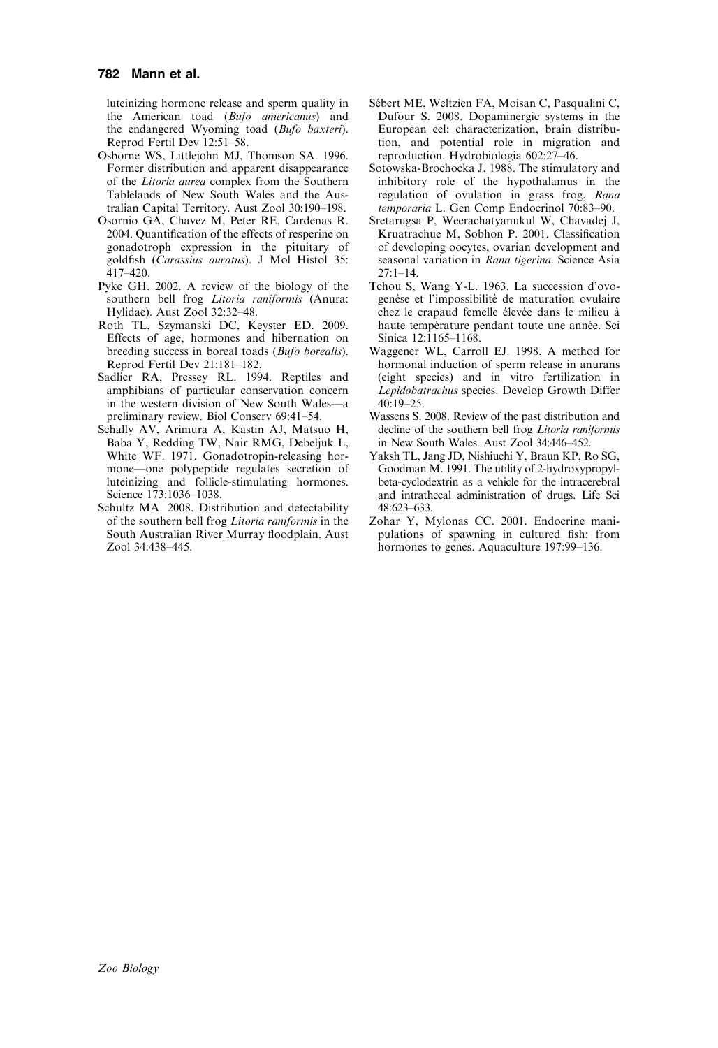luteinizing hormone release and sperm quality in the American toad (*Bufo americanus*) and the endangered Wyoming toad (*Bufo baxteri*). Reprod Fertil Dev 12:51–58.

Osborne WS, Littlejohn MJ, Thomson SA. 1996. Former distribution and apparent disappearance of the *Litoria aurea* complex from the Southern Tablelands of New South Wales and the Australian Capital Territory. Aust Zool 30:190–198.

Osornio GA, Chavez M, Peter RE, Cardenas R. 2004. Quantification of the effects of resperine on gonadotroph expression in the pituitary of goldfish (*Carassius auratus*). J Mol Histol 35: 417–420.

Pyke GH. 2002. A review of the biology of the southern bell frog *Litoria raniformis* (Anura: Hylidae). Aust Zool 32:32–48.

Roth TL, Szymanski DC, Keyster ED. 2009. Effects of age, hormones and hibernation on breeding success in boreal toads (*Bufo borealis*). Reprod Fertil Dev 21:181–182.

Sadlier RA, Pressey RL. 1994. Reptiles and amphibians of particular conservation concern in the western division of New South Wales—a preliminary review. Biol Conserv 69:41–54.

Schally AV, Arimura A, Kastin AJ, Matsuo H, Baba Y, Redding TW, Nair RMG, Debeljuk L, White WF. 1971. Gonadotropin-releasing hormone—one polypeptide regulates secretion of luteinizing and follicle-stimulating hormones. Science 173:1036–1038.

Schultz MA. 2008. Distribution and detectability of the southern bell frog *Litoria raniformis* in the South Australian River Murray floodplain. Aust Zool 34:438–445.

Sébert ME, Weltzien FA, Moisan C, Pasqualini C, Dufour S. 2008. Dopaminergic systems in the European eel: characterization, brain distribution, and potential role in migration and reproduction. Hydrobiologia 602:27–46.

Sotowska-Brochocka J. 1988. The stimulatory and inhibitory role of the hypothalamus in the regulation of ovulation in grass frog, *Rana temporaria* L. Gen Comp Endocrinol 70:83–90.

Sretarugsa P, Weerachatyanukul W, Chavadej J, Kruatrachue M, Sobhon P. 2001. Classification of developing oocytes, ovarian development and seasonal variation in *Rana tigerina*. Science Asia 27:1–14.

Tchou S, Wang Y-L. 1963. La succession d'ovogenèse et l'impossibilité de maturation ovulaire chez le crapaud femelle élevée dans le milieu à haute température pendant toute une année. Sci Sinica 12:1165–1168.

Waggener WL, Carroll EJ. 1998. A method for hormonal induction of sperm release in anurans (eight species) and in vitro fertilization in *Lepidobatrachus* species. Develop Growth Differ 40:19–25.

Wassens S. 2008. Review of the past distribution and decline of the southern bell frog *Litoria raniformis* in New South Wales. Aust Zool 34:446–452.

Yaksh TL, Jang JD, Nishiuchi Y, Braun KP, Ro SG, Goodman M. 1991. The utility of 2-hydroxypropyl-beta-cyclodextrin as a vehicle for the intracerebral and intrathecal administration of drugs. Life Sci 48:623–633.

Zohar Y, Mylonas CC. 2001. Endocrine manipulations of spawning in cultured fish: from hormones to genes. Aquaculture 197:99–136.